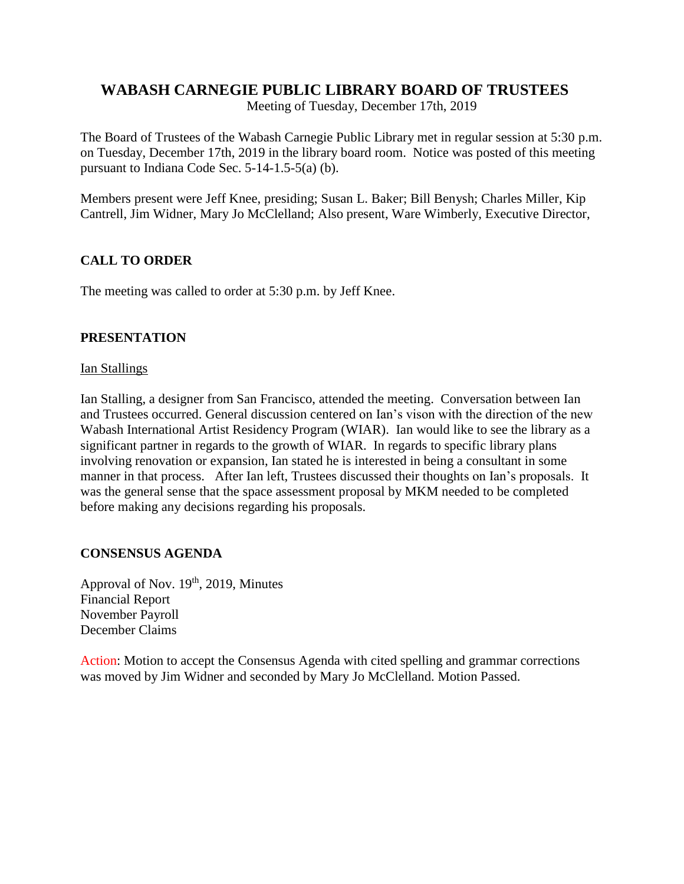# WABASH CARNEGIE PUBLIC LIBRARY BOARD OF TRUSTEES

Meeting of Tuesday, December 17th, 2019

The Board of Trustees of the Wabash Carnegie Public Library met in regular session at 5:30 p.m. on Tuesday, December 17th, 2019 in the library board room. Notice was posted of this meeting pursuant to Indiana Code Sec. 5-14-1.5-5(a) (b).

Members present were Jeff Knee, presiding; Susan L. Baker; Bill Benysh; Charles Miller, Kip Cantrell, Jim Widner, Mary Jo McClelland; Also present, Ware Wimberly, Executive Director,

## CALL TO ORDER

The meeting was called to order at 5:30 p.m. by Jeff Knee.

## PRESENTATION

Ian Stallings

Ian Stalling, a designer from San Francisco, attended the meeting. Conversation between Ian and Trustees occurred. General discussion centered on Ian's vison with the direction of the new Wabash International Artist Residency Program (WIAR). Ian would like to see the library as a significant partner in regards to the growth of WIAR. In regards to specific library plans involving renovation or expansion, Ian stated he is interested in being a consultant in some manner in that process. After Ian left, Trustees discussed their thoughts on Ian's proposals. It was the general sense that the space assessment proposal by MKM needed to be completed before making any decisions regarding his proposals.

## CONSENSUS AGENDA

Approval of Nov. 19th, 2019, Minutes
Financial Report
November Payroll
December Claims

Action: Motion to accept the Consensus Agenda with cited spelling and grammar corrections was moved by Jim Widner and seconded by Mary Jo McClelland. Motion Passed.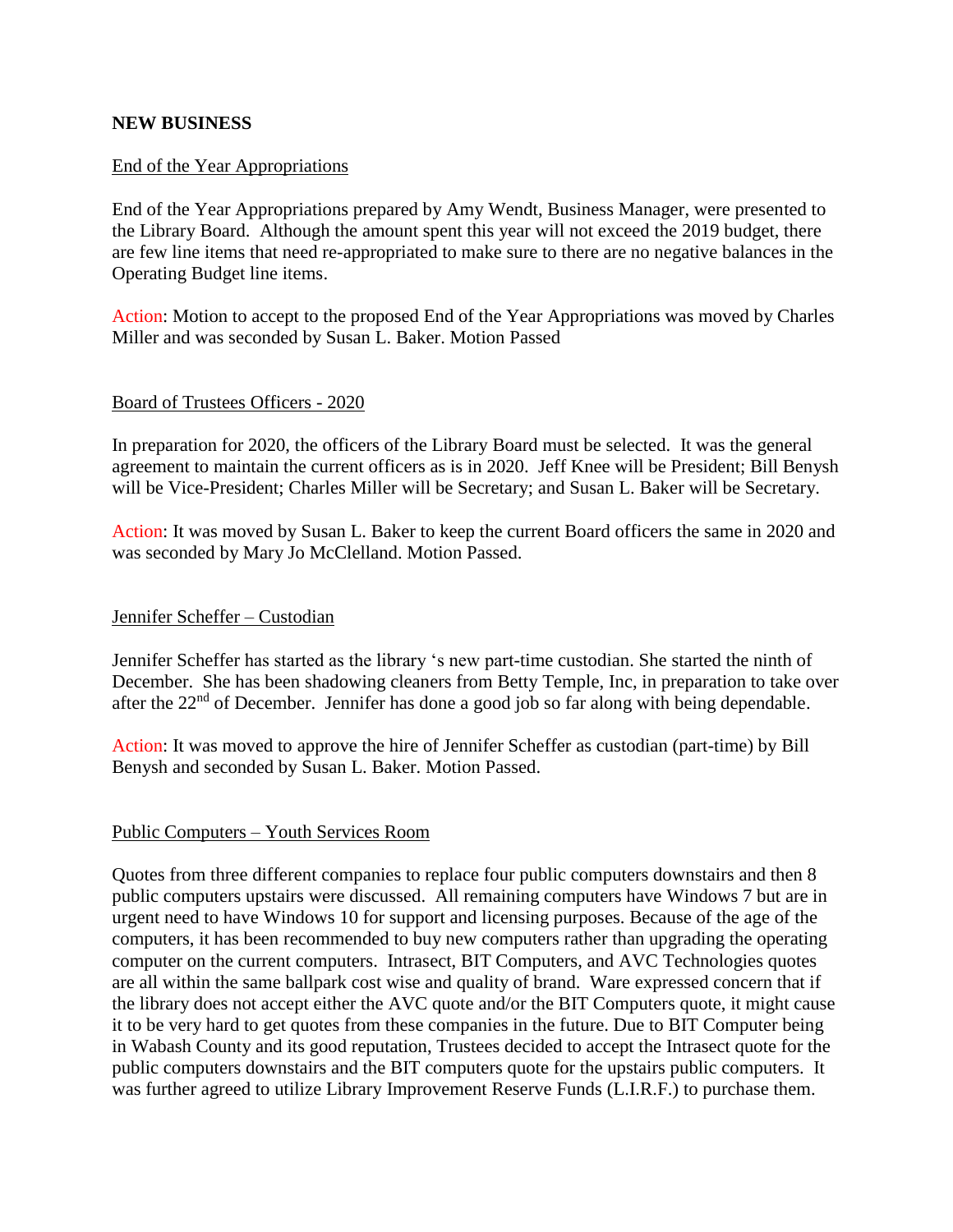**NEW BUSINESS**

End of the Year Appropriations

End of the Year Appropriations prepared by Amy Wendt, Business Manager, were presented to the Library Board. Although the amount spent this year will not exceed the 2019 budget, there are few line items that need re-appropriated to make sure to there are no negative balances in the Operating Budget line items.

Action: Motion to accept to the proposed End of the Year Appropriations was moved by Charles Miller and was seconded by Susan L. Baker. Motion Passed

Board of Trustees Officers - 2020

In preparation for 2020, the officers of the Library Board must be selected. It was the general agreement to maintain the current officers as is in 2020. Jeff Knee will be President; Bill Benysh will be Vice-President; Charles Miller will be Secretary; and Susan L. Baker will be Secretary.

Action: It was moved by Susan L. Baker to keep the current Board officers the same in 2020 and was seconded by Mary Jo McClelland. Motion Passed.

Jennifer Scheffer – Custodian

Jennifer Scheffer has started as the library 's new part-time custodian. She started the ninth of December. She has been shadowing cleaners from Betty Temple, Inc, in preparation to take over after the 22nd of December. Jennifer has done a good job so far along with being dependable.

Action: It was moved to approve the hire of Jennifer Scheffer as custodian (part-time) by Bill Benysh and seconded by Susan L. Baker. Motion Passed.

Public Computers – Youth Services Room

Quotes from three different companies to replace four public computers downstairs and then 8 public computers upstairs were discussed. All remaining computers have Windows 7 but are in urgent need to have Windows 10 for support and licensing purposes. Because of the age of the computers, it has been recommended to buy new computers rather than upgrading the operating computer on the current computers. Intrasect, BIT Computers, and AVC Technologies quotes are all within the same ballpark cost wise and quality of brand. Ware expressed concern that if the library does not accept either the AVC quote and/or the BIT Computers quote, it might cause it to be very hard to get quotes from these companies in the future. Due to BIT Computer being in Wabash County and its good reputation, Trustees decided to accept the Intrasect quote for the public computers downstairs and the BIT computers quote for the upstairs public computers. It was further agreed to utilize Library Improvement Reserve Funds (L.I.R.F.) to purchase them.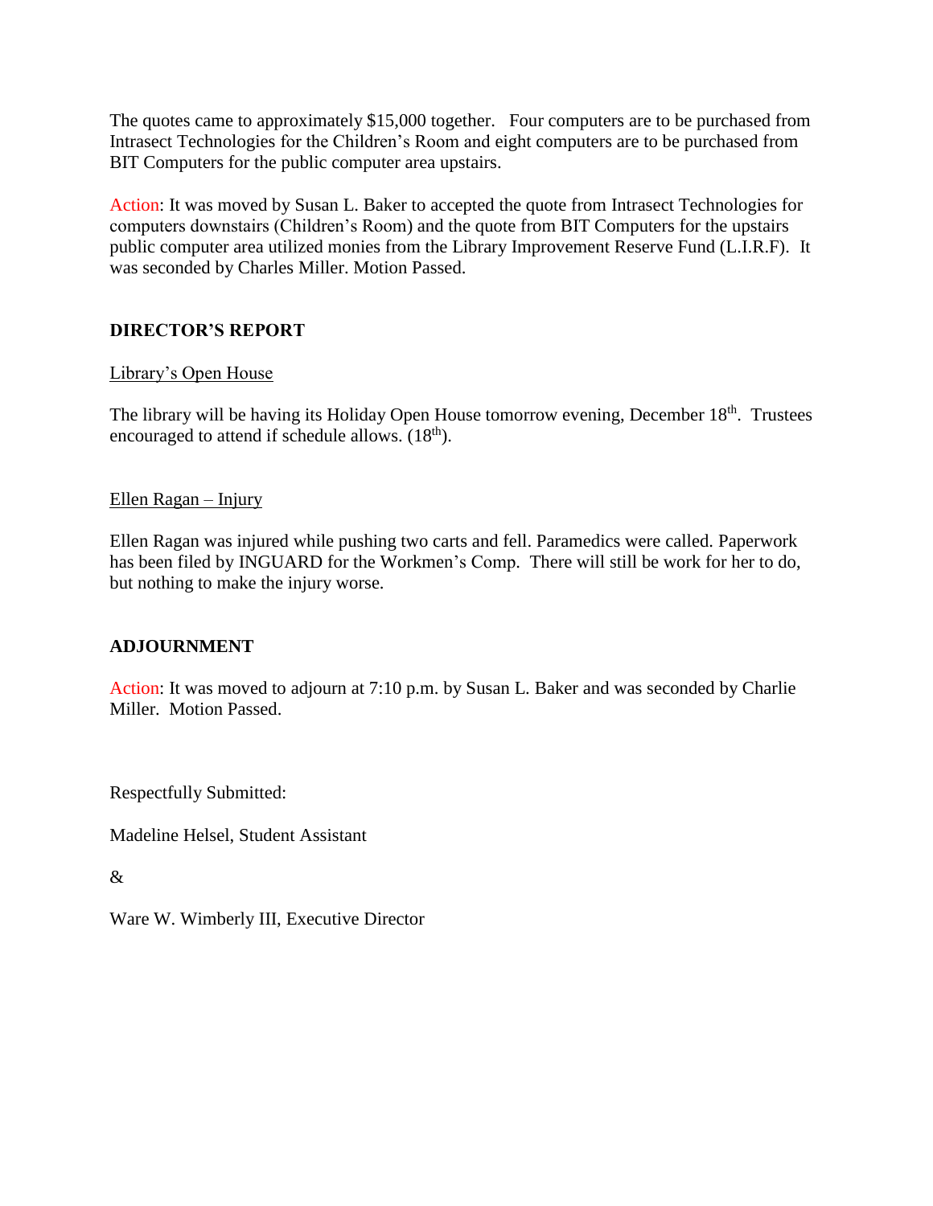The quotes came to approximately $15,000 together. Four computers are to be purchased from Intrasect Technologies for the Children's Room and eight computers are to be purchased from BIT Computers for the public computer area upstairs.

Action: It was moved by Susan L. Baker to accepted the quote from Intrasect Technologies for computers downstairs (Children's Room) and the quote from BIT Computers for the upstairs public computer area utilized monies from the Library Improvement Reserve Fund (L.I.R.F). It was seconded by Charles Miller. Motion Passed.

## DIRECTOR'S REPORT

Library's Open House

The library will be having its Holiday Open House tomorrow evening, December 18th. Trustees encouraged to attend if schedule allows. (18th).

Ellen Ragan – Injury

Ellen Ragan was injured while pushing two carts and fell. Paramedics were called. Paperwork has been filed by INGUARD for the Workmen's Comp. There will still be work for her to do, but nothing to make the injury worse.

## ADJOURNMENT

Action: It was moved to adjourn at 7:10 p.m. by Susan L. Baker and was seconded by Charlie Miller. Motion Passed.

Respectfully Submitted:

Madeline Helsel, Student Assistant

&

Ware W. Wimberly III, Executive Director